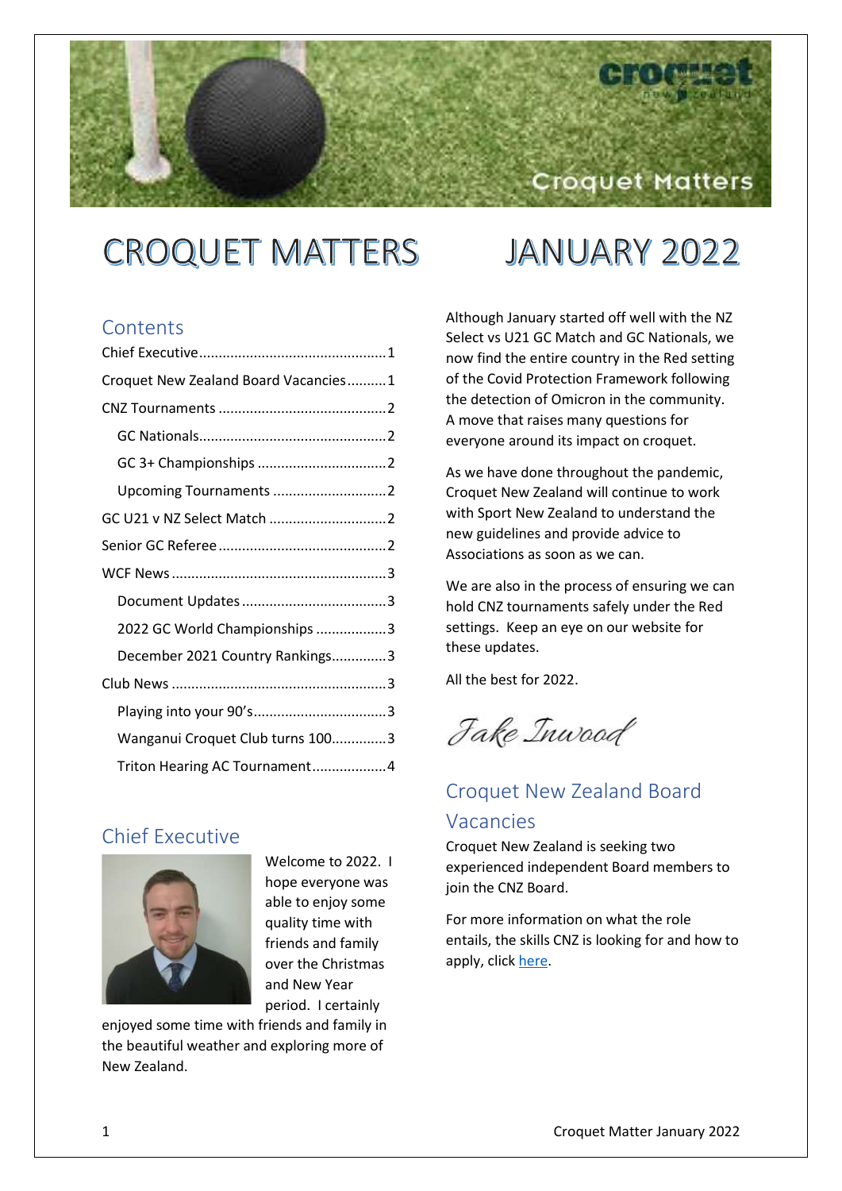# CROQUET MATTERS JANUARY 2022

## Contents

- Chief Executive ........ 1
- Croquet New Zealand Board Vacancies ........ 1
- CNZ Tournaments ........ 2
  - GC Nationals ........ 2
  - GC 3+ Championships ........ 2
  - Upcoming Tournaments ........ 2
- GC U21 v NZ Select Match ........ 2
- Senior GC Referee ........ 2
- WCF News ........ 3
  - Document Updates ........ 3
  - 2022 GC World Championships ........ 3
  - December 2021 Country Rankings ........ 3
- Club News ........ 3
  - Playing into your 90's ........ 3
  - Wanganui Croquet Club turns 100 ........ 3
  - Triton Hearing AC Tournament ........ 4

## Chief Executive

Welcome to 2022. I hope everyone was able to enjoy some quality time with friends and family over the Christmas and New Year period. I certainly enjoyed some time with friends and family in the beautiful weather and exploring more of New Zealand.

Although January started off well with the NZ Select vs U21 GC Match and GC Nationals, we now find the entire country in the Red setting of the Covid Protection Framework following the detection of Omicron in the community. A move that raises many questions for everyone around its impact on croquet.

As we have done throughout the pandemic, Croquet New Zealand will continue to work with Sport New Zealand to understand the new guidelines and provide advice to Associations as soon as we can.

We are also in the process of ensuring we can hold CNZ tournaments safely under the Red settings. Keep an eye on our website for these updates.

All the best for 2022.

*Jake Inwood*

## Croquet New Zealand Board Vacancies

Croquet New Zealand is seeking two experienced independent Board members to join the CNZ Board.

For more information on what the role entails, the skills CNZ is looking for and how to apply, click here.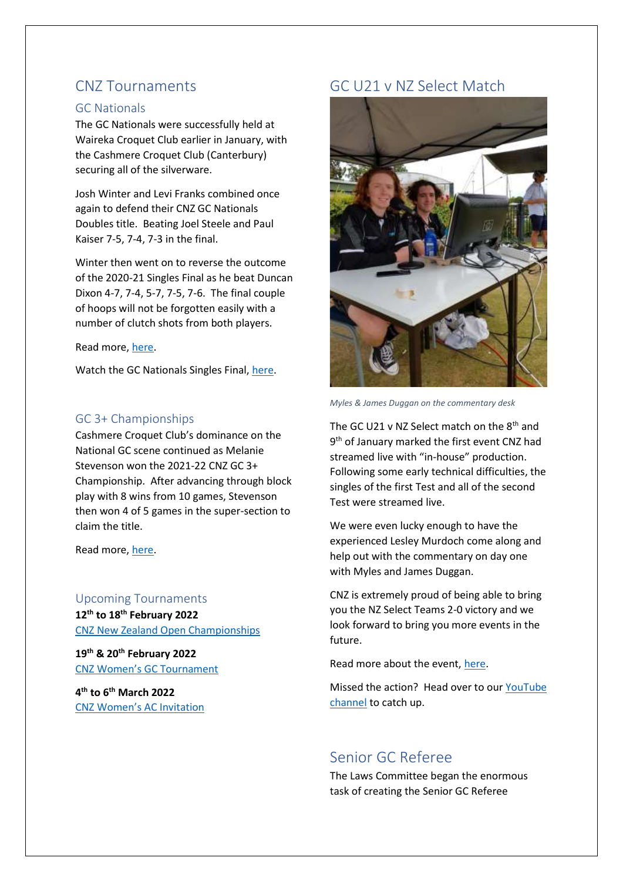## CNZ Tournaments

### GC Nationals

The GC Nationals were successfully held at Waireka Croquet Club earlier in January, with the Cashmere Croquet Club (Canterbury) securing all of the silverware.

Josh Winter and Levi Franks combined once again to defend their CNZ GC Nationals Doubles title. Beating Joel Steele and Paul Kaiser 7-5, 7-4, 7-3 in the final.

Winter then went on to reverse the outcome of the 2020-21 Singles Final as he beat Duncan Dixon 4-7, 7-4, 5-7, 7-5, 7-6. The final couple of hoops will not be forgotten easily with a number of clutch shots from both players.

Read more, here.

Watch the GC Nationals Singles Final, here.

### GC 3+ Championships

Cashmere Croquet Club's dominance on the National GC scene continued as Melanie Stevenson won the 2021-22 CNZ GC 3+ Championship. After advancing through block play with 8 wins from 10 games, Stevenson then won 4 of 5 games in the super-section to claim the title.

Read more, here.

### Upcoming Tournaments

**12th to 18th February 2022**
CNZ New Zealand Open Championships

**19th & 20th February 2022**
CNZ Women's GC Tournament

**4th to 6th March 2022**
CNZ Women's AC Invitation

## GC U21 v NZ Select Match

*Myles & James Duggan on the commentary desk*

The GC U21 v NZ Select match on the 8th and 9th of January marked the first event CNZ had streamed live with "in-house" production. Following some early technical difficulties, the singles of the first Test and all of the second Test were streamed live.

We were even lucky enough to have the experienced Lesley Murdoch come along and help out with the commentary on day one with Myles and James Duggan.

CNZ is extremely proud of being able to bring you the NZ Select Teams 2-0 victory and we look forward to bring you more events in the future.

Read more about the event, here.

Missed the action? Head over to our YouTube channel to catch up.

## Senior GC Referee

The Laws Committee began the enormous task of creating the Senior GC Referee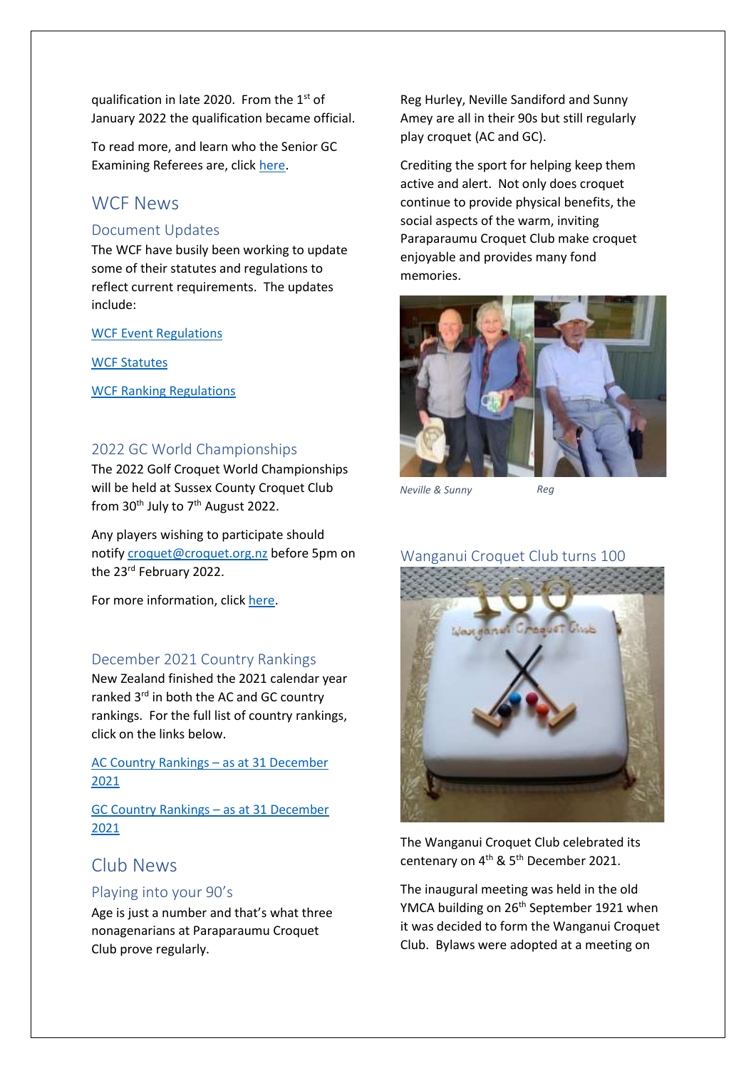qualification in late 2020. From the 1st of January 2022 the qualification became official.

To read more, and learn who the Senior GC Examining Referees are, click [here](#).

# WCF News

## Document Updates

The WCF have busily been working to update some of their statutes and regulations to reflect current requirements. The updates include:

[WCF Event Regulations](#)

[WCF Statutes](#)

[WCF Ranking Regulations](#)

## 2022 GC World Championships

The 2022 Golf Croquet World Championships will be held at Sussex County Croquet Club from 30th July to 7th August 2022.

Any players wishing to participate should notify [croquet@croquet.org.nz](mailto:croquet@croquet.org.nz) before 5pm on the 23rd February 2022.

For more information, click [here](#).

## December 2021 Country Rankings

New Zealand finished the 2021 calendar year ranked 3rd in both the AC and GC country rankings. For the full list of country rankings, click on the links below.

[AC Country Rankings – as at 31 December 2021](#)

[GC Country Rankings – as at 31 December 2021](#)

# Club News

## Playing into your 90's

Age is just a number and that's what three nonagenarians at Paraparaumu Croquet Club prove regularly.

Reg Hurley, Neville Sandiford and Sunny Amey are all in their 90s but still regularly play croquet (AC and GC).

Crediting the sport for helping keep them active and alert. Not only does croquet continue to provide physical benefits, the social aspects of the warm, inviting Paraparaumu Croquet Club make croquet enjoyable and provides many fond memories.

*Neville & Sunny* *Reg*

## Wanganui Croquet Club turns 100

The Wanganui Croquet Club celebrated its centenary on 4th & 5th December 2021.

The inaugural meeting was held in the old YMCA building on 26th September 1921 when it was decided to form the Wanganui Croquet Club. Bylaws were adopted at a meeting on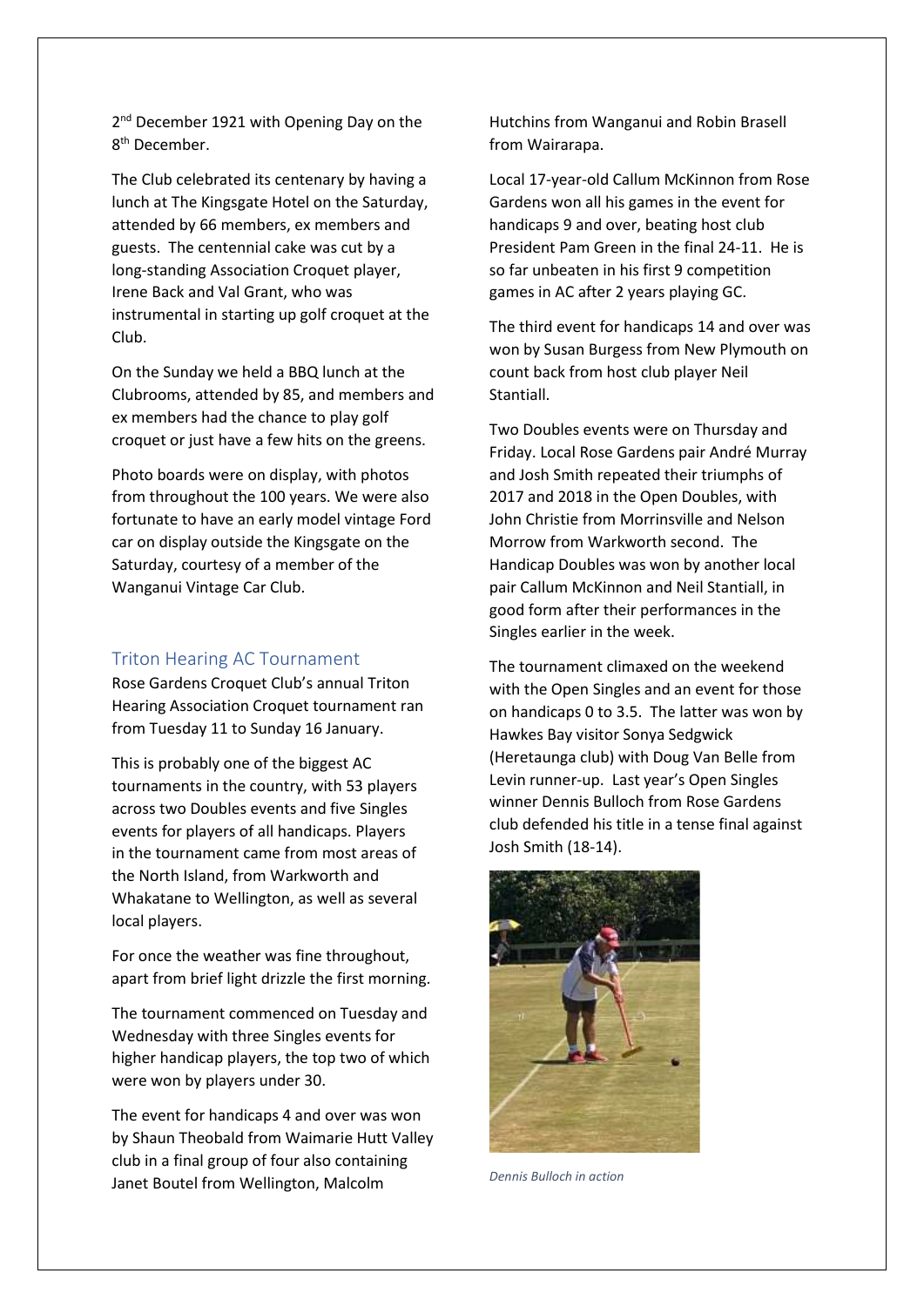2nd December 1921 with Opening Day on the 8th December.

The Club celebrated its centenary by having a lunch at The Kingsgate Hotel on the Saturday, attended by 66 members, ex members and guests. The centennial cake was cut by a long-standing Association Croquet player, Irene Back and Val Grant, who was instrumental in starting up golf croquet at the Club.

On the Sunday we held a BBQ lunch at the Clubrooms, attended by 85, and members and ex members had the chance to play golf croquet or just have a few hits on the greens.

Photo boards were on display, with photos from throughout the 100 years. We were also fortunate to have an early model vintage Ford car on display outside the Kingsgate on the Saturday, courtesy of a member of the Wanganui Vintage Car Club.

## Triton Hearing AC Tournament

Rose Gardens Croquet Club's annual Triton Hearing Association Croquet tournament ran from Tuesday 11 to Sunday 16 January.

This is probably one of the biggest AC tournaments in the country, with 53 players across two Doubles events and five Singles events for players of all handicaps. Players in the tournament came from most areas of the North Island, from Warkworth and Whakatane to Wellington, as well as several local players.

For once the weather was fine throughout, apart from brief light drizzle the first morning.

The tournament commenced on Tuesday and Wednesday with three Singles events for higher handicap players, the top two of which were won by players under 30.

The event for handicaps 4 and over was won by Shaun Theobald from Waimarie Hutt Valley club in a final group of four also containing Janet Boutel from Wellington, Malcolm Hutchins from Wanganui and Robin Brasell from Wairarapa.

Local 17-year-old Callum McKinnon from Rose Gardens won all his games in the event for handicaps 9 and over, beating host club President Pam Green in the final 24-11. He is so far unbeaten in his first 9 competition games in AC after 2 years playing GC.

The third event for handicaps 14 and over was won by Susan Burgess from New Plymouth on count back from host club player Neil Stantiall.

Two Doubles events were on Thursday and Friday. Local Rose Gardens pair André Murray and Josh Smith repeated their triumphs of 2017 and 2018 in the Open Doubles, with John Christie from Morrinsville and Nelson Morrow from Warkworth second. The Handicap Doubles was won by another local pair Callum McKinnon and Neil Stantiall, in good form after their performances in the Singles earlier in the week.

The tournament climaxed on the weekend with the Open Singles and an event for those on handicaps 0 to 3.5. The latter was won by Hawkes Bay visitor Sonya Sedgwick (Heretaunga club) with Doug Van Belle from Levin runner-up. Last year's Open Singles winner Dennis Bulloch from Rose Gardens club defended his title in a tense final against Josh Smith (18-14).

*Dennis Bulloch in action*